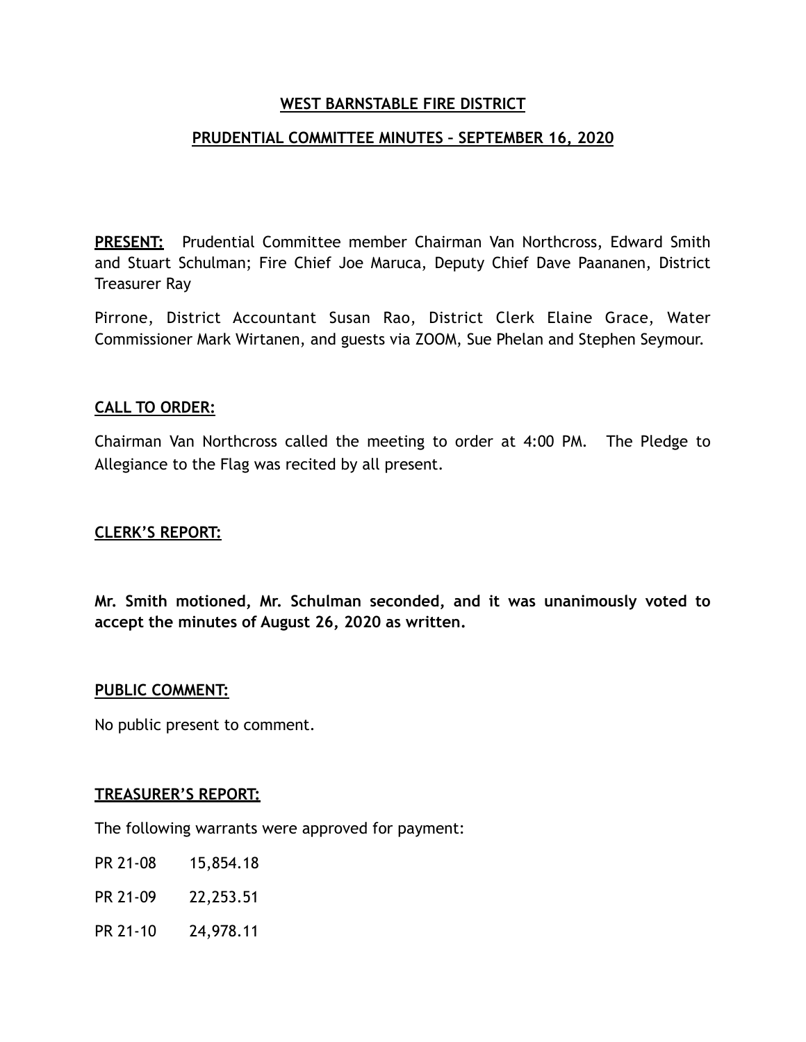# WEST BARNSTABLE FIRE DISTRICT

## PRUDENTIAL COMMITTEE MINUTES – SEPTEMBER 16, 2020

**PRESENT:** Prudential Committee member Chairman Van Northcross, Edward Smith and Stuart Schulman; Fire Chief Joe Maruca, Deputy Chief Dave Paananen, District Treasurer Ray

Pirrone, District Accountant Susan Rao, District Clerk Elaine Grace, Water Commissioner Mark Wirtanen, and guests via ZOOM, Sue Phelan and Stephen Seymour.

**CALL TO ORDER:**

Chairman Van Northcross called the meeting to order at 4:00 PM. The Pledge to Allegiance to the Flag was recited by all present.

**CLERK'S REPORT:**

**Mr. Smith motioned, Mr. Schulman seconded, and it was unanimously voted to accept the minutes of August 26, 2020 as written.**

**PUBLIC COMMENT:**

No public present to comment.

**TREASURER'S REPORT:**

The following warrants were approved for payment:

| | |
|---|---|
| PR 21-08 | 15,854.18 |
| PR 21-09 | 22,253.51 |
| PR 21-10 | 24,978.11 |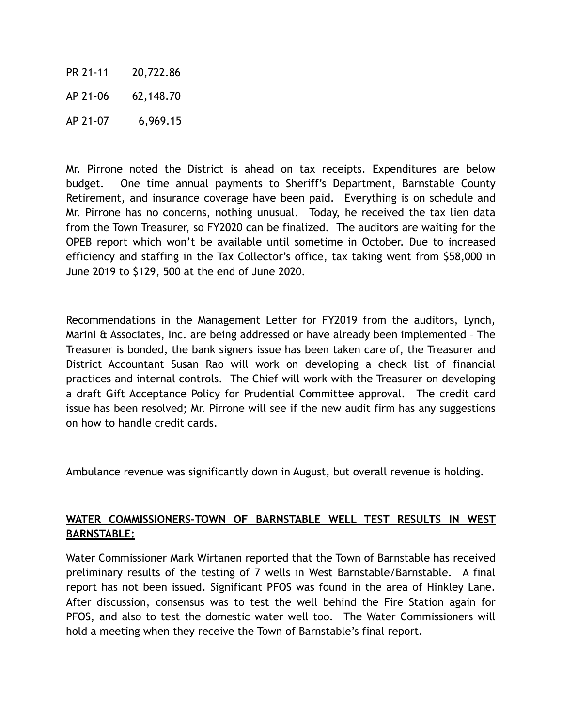| | |
|---|---|
| PR 21-11 | 20,722.86 |
| AP 21-06 | 62,148.70 |
| AP 21-07 | 6,969.15 |

Mr. Pirrone noted the District is ahead on tax receipts. Expenditures are below budget. One time annual payments to Sheriff's Department, Barnstable County Retirement, and insurance coverage have been paid. Everything is on schedule and Mr. Pirrone has no concerns, nothing unusual. Today, he received the tax lien data from the Town Treasurer, so FY2020 can be finalized. The auditors are waiting for the OPEB report which won't be available until sometime in October. Due to increased efficiency and staffing in the Tax Collector's office, tax taking went from $58,000 in June 2019 to $129, 500 at the end of June 2020.

Recommendations in the Management Letter for FY2019 from the auditors, Lynch, Marini & Associates, Inc. are being addressed or have already been implemented – The Treasurer is bonded, the bank signers issue has been taken care of, the Treasurer and District Accountant Susan Rao will work on developing a check list of financial practices and internal controls. The Chief will work with the Treasurer on developing a draft Gift Acceptance Policy for Prudential Committee approval. The credit card issue has been resolved; Mr. Pirrone will see if the new audit firm has any suggestions on how to handle credit cards.

Ambulance revenue was significantly down in August, but overall revenue is holding.

**WATER COMMISSIONERS–TOWN OF BARNSTABLE WELL TEST RESULTS IN WEST BARNSTABLE:**

Water Commissioner Mark Wirtanen reported that the Town of Barnstable has received preliminary results of the testing of 7 wells in West Barnstable/Barnstable. A final report has not been issued. Significant PFOS was found in the area of Hinkley Lane. After discussion, consensus was to test the well behind the Fire Station again for PFOS, and also to test the domestic water well too. The Water Commissioners will hold a meeting when they receive the Town of Barnstable's final report.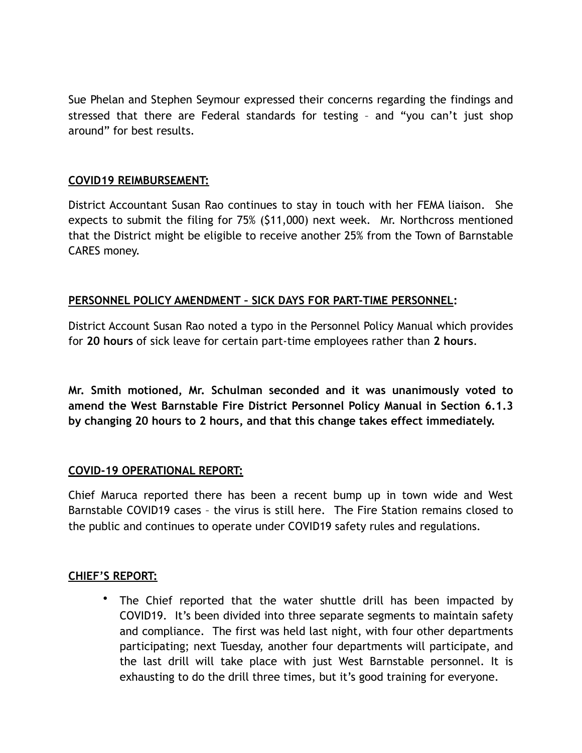Sue Phelan and Stephen Seymour expressed their concerns regarding the findings and stressed that there are Federal standards for testing – and "you can't just shop around" for best results.

**<u>COVID19 REIMBURSEMENT:</u>**

District Accountant Susan Rao continues to stay in touch with her FEMA liaison. She expects to submit the filing for 75% ($11,000) next week. Mr. Northcross mentioned that the District might be eligible to receive another 25% from the Town of Barnstable CARES money.

**<u>PERSONNEL POLICY AMENDMENT – SICK DAYS FOR PART-TIME PERSONNEL</u>:**

District Account Susan Rao noted a typo in the Personnel Policy Manual which provides for **20 hours** of sick leave for certain part-time employees rather than **2 hours**.

**Mr. Smith motioned, Mr. Schulman seconded and it was unanimously voted to amend the West Barnstable Fire District Personnel Policy Manual in Section 6.1.3 by changing 20 hours to 2 hours, and that this change takes effect immediately.**

**<u>COVID-19 OPERATIONAL REPORT:</u>**

Chief Maruca reported there has been a recent bump up in town wide and West Barnstable COVID19 cases – the virus is still here. The Fire Station remains closed to the public and continues to operate under COVID19 safety rules and regulations.

**<u>CHIEF'S REPORT:</u>**

- The Chief reported that the water shuttle drill has been impacted by COVID19. It's been divided into three separate segments to maintain safety and compliance. The first was held last night, with four other departments participating; next Tuesday, another four departments will participate, and the last drill will take place with just West Barnstable personnel. It is exhausting to do the drill three times, but it's good training for everyone.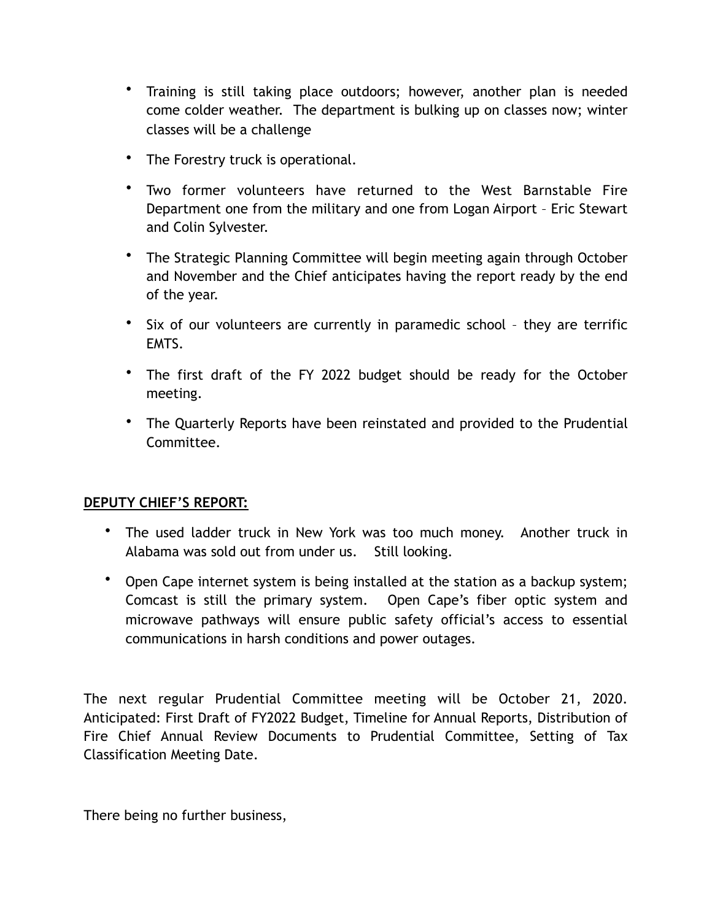- Training is still taking place outdoors; however, another plan is needed come colder weather. The department is bulking up on classes now; winter classes will be a challenge
- The Forestry truck is operational.
- Two former volunteers have returned to the West Barnstable Fire Department one from the military and one from Logan Airport – Eric Stewart and Colin Sylvester.
- The Strategic Planning Committee will begin meeting again through October and November and the Chief anticipates having the report ready by the end of the year.
- Six of our volunteers are currently in paramedic school – they are terrific EMTS.
- The first draft of the FY 2022 budget should be ready for the October meeting.
- The Quarterly Reports have been reinstated and provided to the Prudential Committee.

**DEPUTY CHIEF'S REPORT:**

- The used ladder truck in New York was too much money. Another truck in Alabama was sold out from under us. Still looking.
- Open Cape internet system is being installed at the station as a backup system; Comcast is still the primary system. Open Cape's fiber optic system and microwave pathways will ensure public safety official's access to essential communications in harsh conditions and power outages.

The next regular Prudential Committee meeting will be October 21, 2020. Anticipated: First Draft of FY2022 Budget, Timeline for Annual Reports, Distribution of Fire Chief Annual Review Documents to Prudential Committee, Setting of Tax Classification Meeting Date.

There being no further business,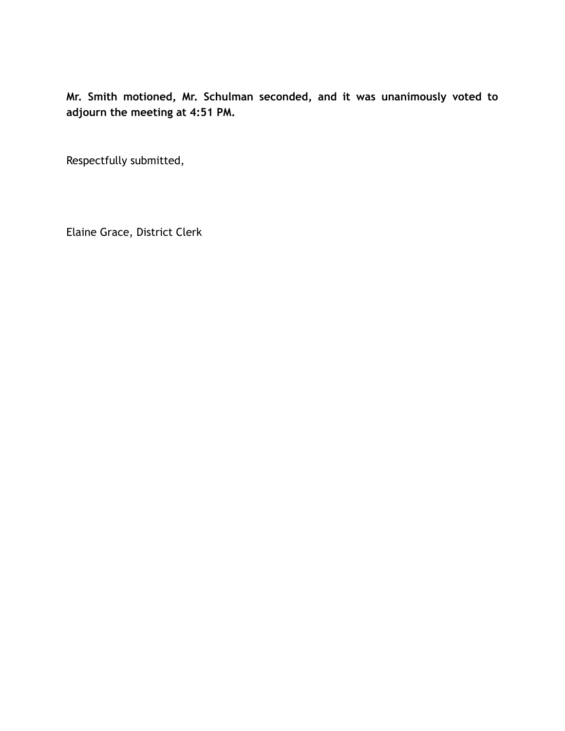**Mr. Smith motioned, Mr. Schulman seconded, and it was unanimously voted to adjourn the meeting at 4:51 PM.**

Respectfully submitted,

Elaine Grace, District Clerk